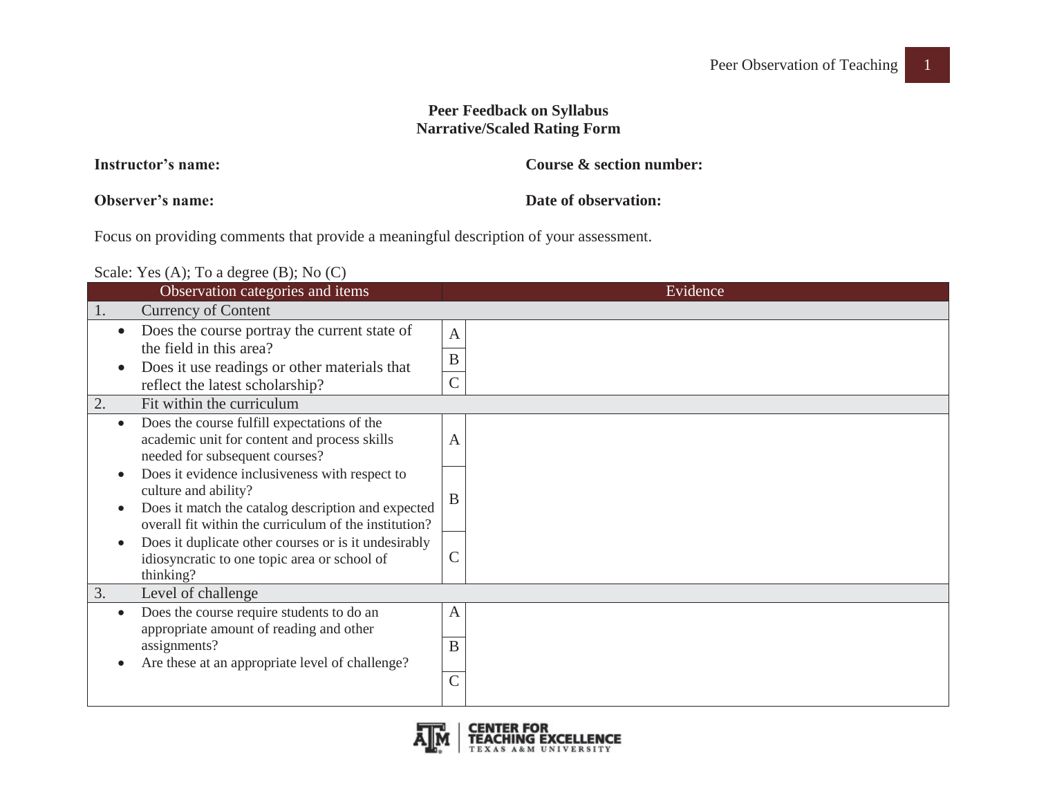**Peer Feedback on Syllabus**
**Narrative/Scaled Rating Form**

**Instructor's name:** **Course & section number:**

**Observer's name:** **Date of observation:**

Focus on providing comments that provide a meaningful description of your assessment.

Scale: Yes (A); To a degree (B); No (C)

| Observation categories and items | | Evidence |
|---|---|---|
| 1. Currency of Content | | |
| • Does the course portray the current state of the field in this area?<br>• Does it use readings or other materials that reflect the latest scholarship? | A<br>B<br>C | |
| 2. Fit within the curriculum | | |
| • Does the course fulfill expectations of the academic unit for content and process skills needed for subsequent courses?<br>• Does it evidence inclusiveness with respect to culture and ability?<br>• Does it match the catalog description and expected overall fit within the curriculum of the institution?<br>• Does it duplicate other courses or is it undesirably idiosyncratic to one topic area or school of thinking? | A<br>B<br>C | |
| 3. Level of challenge | | |
| • Does the course require students to do an appropriate amount of reading and other assignments?<br>• Are these at an appropriate level of challenge? | A<br>B<br>C | |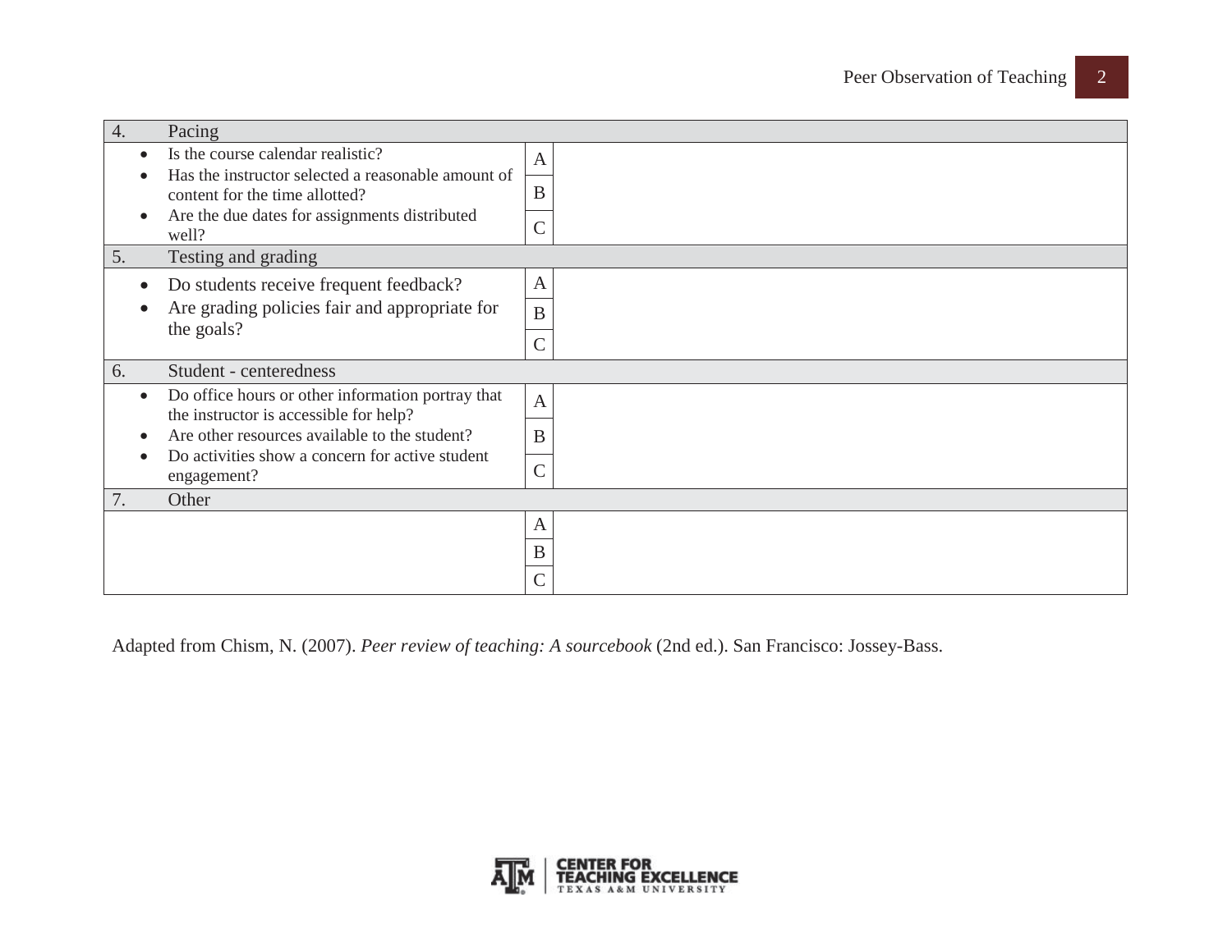| | | |
|---|---|---|
| 4. Pacing | | |
| • Is the course calendar realistic?<br>• Has the instructor selected a reasonable amount of content for the time allotted?<br>• Are the due dates for assignments distributed well? | A | |
| | B | |
| | C | |
| 5. Testing and grading | | |
| • Do students receive frequent feedback?<br>• Are grading policies fair and appropriate for the goals? | A | |
| | B | |
| | C | |
| 6. Student - centeredness | | |
| • Do office hours or other information portray that the instructor is accessible for help?<br>• Are other resources available to the student?<br>• Do activities show a concern for active student engagement? | A | |
| | B | |
| | C | |
| 7. Other | | |
| | A | |
| | B | |
| | C | |

Adapted from Chism, N. (2007). *Peer review of teaching: A sourcebook* (2nd ed.). San Francisco: Jossey-Bass.

CENTER FOR TEACHING EXCELLENCE
TEXAS A&M UNIVERSITY